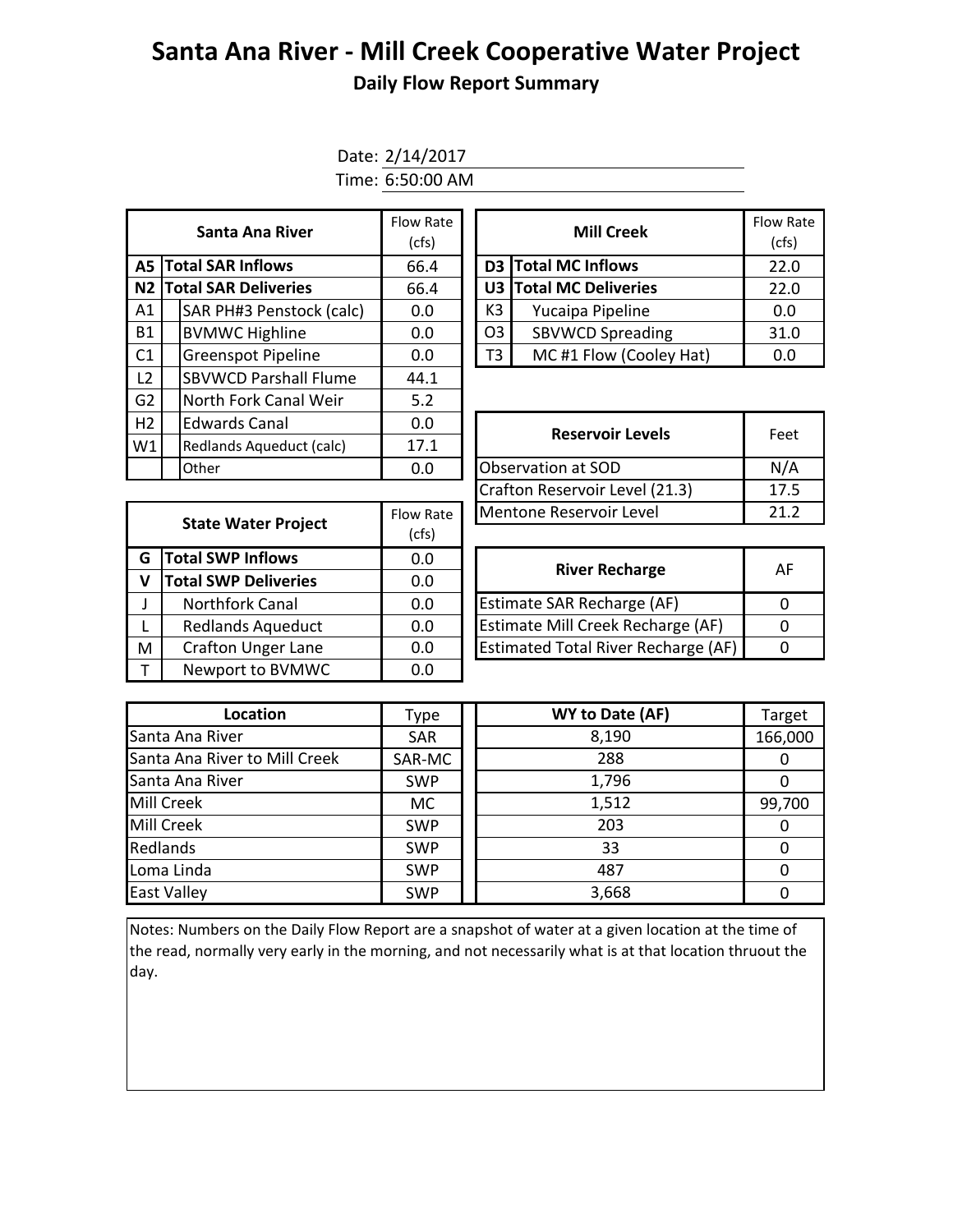# Santa Ana River - Mill Creek Cooperative Water Project

## Daily Flow Report Summary

Date: 2/14/2017

Time: 6:50:00 AM

| | Santa Ana River | Flow Rate (cfs) |
|---|---|---|
| **A5** | **Total SAR Inflows** | 66.4 |
| **N2** | **Total SAR Deliveries** | 66.4 |
| A1 | SAR PH#3 Penstock (calc) | 0.0 |
| B1 | BVMWC Highline | 0.0 |
| C1 | Greenspot Pipeline | 0.0 |
| L2 | SBVWCD Parshall Flume | 44.1 |
| G2 | North Fork Canal Weir | 5.2 |
| H2 | Edwards Canal | 0.0 |
| W1 | Redlands Aqueduct (calc) | 17.1 |
| | Other | 0.0 |

| | Mill Creek | Flow Rate (cfs) |
|---|---|---|
| **D3** | **Total MC Inflows** | 22.0 |
| **U3** | **Total MC Deliveries** | 22.0 |
| K3 | Yucaipa Pipeline | 0.0 |
| O3 | SBVWCD Spreading | 31.0 |
| T3 | MC #1 Flow (Cooley Hat) | 0.0 |

| Reservoir Levels | Feet |
|---|---|
| Observation at SOD | N/A |
| Crafton Reservoir Level (21.3) | 17.5 |
| Mentone Reservoir Level | 21.2 |

| | State Water Project | Flow Rate (cfs) |
|---|---|---|
| **G** | **Total SWP Inflows** | 0.0 |
| **V** | **Total SWP Deliveries** | 0.0 |
| J | Northfork Canal | 0.0 |
| L | Redlands Aqueduct | 0.0 |
| M | Crafton Unger Lane | 0.0 |
| T | Newport to BVMWC | 0.0 |

| River Recharge | AF |
|---|---|
| Estimate SAR Recharge (AF) | 0 |
| Estimate Mill Creek Recharge (AF) | 0 |
| Estimated Total River Recharge (AF) | 0 |

| Location | Type | WY to Date (AF) | Target |
|---|---|---|---|
| Santa Ana River | SAR | 8,190 | 166,000 |
| Santa Ana River to Mill Creek | SAR-MC | 288 | 0 |
| Santa Ana River | SWP | 1,796 | 0 |
| Mill Creek | MC | 1,512 | 99,700 |
| Mill Creek | SWP | 203 | 0 |
| Redlands | SWP | 33 | 0 |
| Loma Linda | SWP | 487 | 0 |
| East Valley | SWP | 3,668 | 0 |

Notes: Numbers on the Daily Flow Report are a snapshot of water at a given location at the time of the read, normally very early in the morning, and not necessarily what is at that location thruout the day.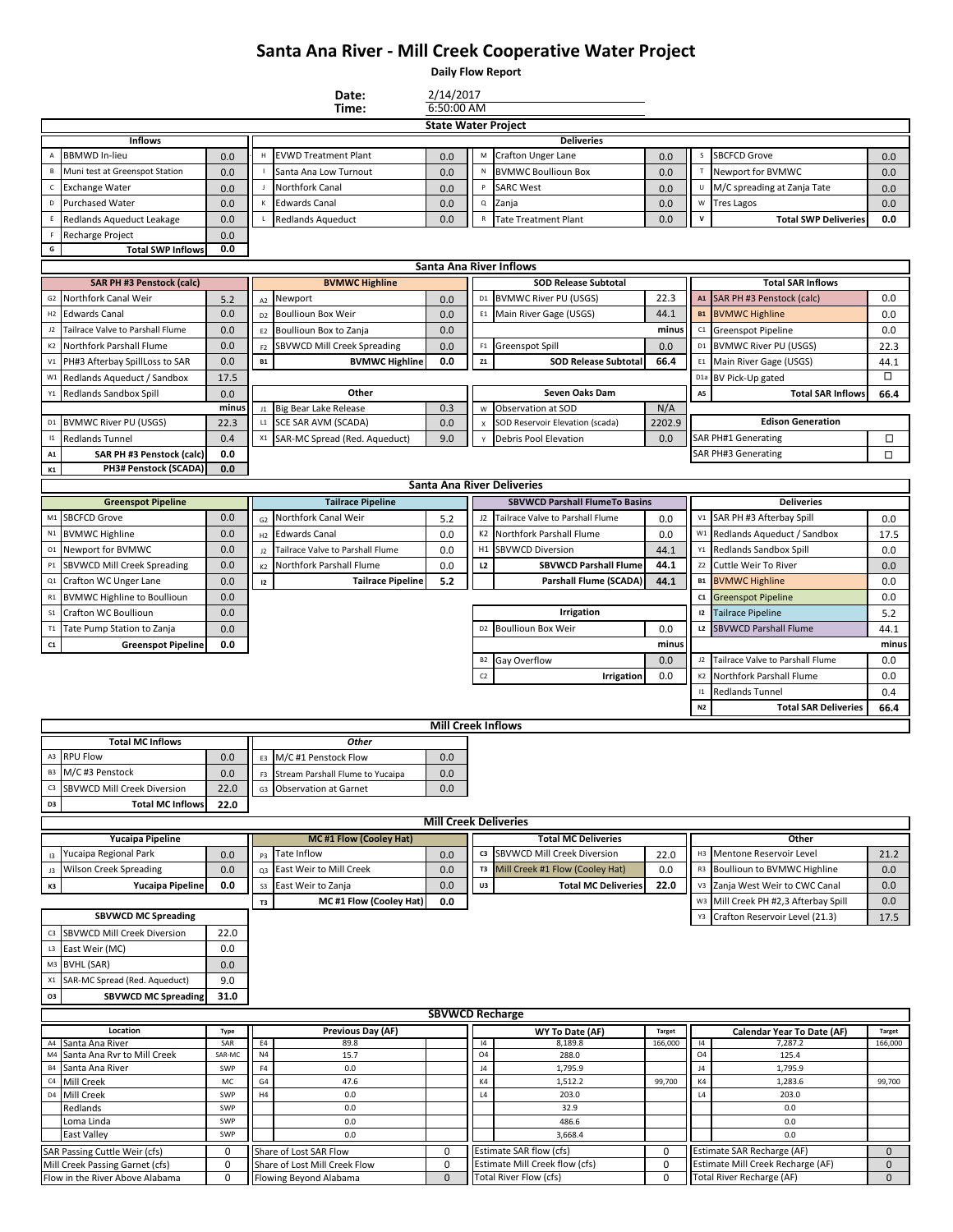# Santa Ana River - Mill Creek Cooperative Water Project

**Daily Flow Report**

**Date:** 2/14/2017
**Time:** 6:50:00 AM

## State Water Project

| | Inflows | | | Deliveries | | | | | | | |
|---|---|---|---|---|---|---|---|---|---|---|---|
| A | BBMWD In-lieu | 0.0 | H | EVWD Treatment Plant | 0.0 | M | Crafton Unger Lane | 0.0 | S | SBCFCD Grove | 0.0 |
| B | Muni test at Greenspot Station | 0.0 | I | Santa Ana Low Turnout | 0.0 | N | BVMWC Boullioun Box | 0.0 | T | Newport for BVMWC | 0.0 |
| C | Exchange Water | 0.0 | J | Northfork Canal | 0.0 | P | SARC West | 0.0 | U | M/C spreading at Zanja Tate | 0.0 |
| D | Purchased Water | 0.0 | K | Edwards Canal | 0.0 | Q | Zanja | 0.0 | W | Tres Lagos | 0.0 |
| E | Redlands Aqueduct Leakage | 0.0 | L | Redlands Aqueduct | 0.0 | R | Tate Treatment Plant | 0.0 | V | **Total SWP Deliveries** | **0.0** |
| F | Recharge Project | 0.0 | | | | | | | | | |
| G | **Total SWP Inflows** | **0.0** | | | | | | | | | |

## Santa Ana River Inflows

| | SAR PH #3 Penstock (calc) | | | BVMWC Highline | | | SOD Release Subtotal | | | Total SAR Inflows | |
|---|---|---|---|---|---|---|---|---|---|---|---|
| G2 | Northfork Canal Weir | 5.2 | A2 | Newport | 0.0 | D1 | BVMWC River PU (USGS) | 22.3 | A1 | SAR PH #3 Penstock (calc) | 0.0 |
| H2 | Edwards Canal | 0.0 | D2 | Boullioun Box Weir | 0.0 | E1 | Main River Gage (USGS) | 44.1 | B1 | BVMWC Highline | 0.0 |
| J2 | Tailrace Valve to Parshall Flume | 0.0 | E2 | Boullioun Box to Zanja | 0.0 | | | minus | C1 | Greenspot Pipeline | 0.0 |
| K2 | Northfork Parshall Flume | 0.0 | F2 | SBVWCD Mill Creek Spreading | 0.0 | F1 | Greenspot Spill | 0.0 | D1 | BVMWC River PU (USGS) | 22.3 |
| V1 | PH#3 Afterbay SpillLoss to SAR | 0.0 | B1 | **BVMWC Highline** | **0.0** | Z1 | **SOD Release Subtotal** | **66.4** | E1 | Main River Gage (USGS) | 44.1 |
| W1 | Redlands Aqueduct / Sandbox | 17.5 | | | | | | | D1a | BV Pick-Up gated | ☐ |
| Y1 | Redlands Sandbox Spill | 0.0 | | **Other** | | | **Seven Oaks Dam** | | A5 | **Total SAR Inflows** | **66.4** |
| | | minus | J1 | Big Bear Lake Release | 0.3 | W | Observation at SOD | N/A | | **Edison Generation** | |
| D1 | BVMWC River PU (USGS) | 22.3 | L1 | SCE SAR AVM (SCADA) | 0.0 | X | SOD Reservoir Elevation (scada) | 2202.9 | | SAR PH#1 Generating | ☐ |
| I1 | Redlands Tunnel | 0.4 | X1 | SAR-MC Spread (Red. Aqueduct) | 9.0 | Y | Debris Pool Elevation | 0.0 | | SAR PH#3 Generating | ☐ |
| A1 | **SAR PH #3 Penstock (calc)** | **0.0** | | | | | | | | | |
| K1 | **PH3# Penstock (SCADA)** | **0.0** | | | | | | | | | |

## Santa Ana River Deliveries

| | Greenspot Pipeline | | | Tailrace Pipeline | | | SBVWCD Parshall FlumeTo Basins | | | Deliveries | |
|---|---|---|---|---|---|---|---|---|---|---|---|
| M1 | SBCFCD Grove | 0.0 | G2 | Northfork Canal Weir | 5.2 | J2 | Tailrace Valve to Parshall Flume | 0.0 | V1 | SAR PH #3 Afterbay Spill | 0.0 |
| N1 | BVMWC Highline | 0.0 | H2 | Edwards Canal | 0.0 | K2 | Northfork Parshall Flume | 0.0 | W1 | Redlands Aqueduct / Sandbox | 17.5 |
| O1 | Newport for BVMWC | 0.0 | J2 | Tailrace Valve to Parshall Flume | 0.0 | H1 | SBVWCD Diversion | 44.1 | Y1 | Redlands Sandbox Spill | 0.0 |
| P1 | SBVWCD Mill Creek Spreading | 0.0 | K2 | Northfork Parshall Flume | 0.0 | L2 | **SBVWCD Parshall Flume** | **44.1** | Z2 | Cuttle Weir To River | 0.0 |
| Q1 | Crafton WC Unger Lane | 0.0 | I2 | **Tailrace Pipeline** | **5.2** | | **Parshall Flume (SCADA)** | **44.1** | B1 | BVMWC Highline | 0.0 |
| R1 | BVMWC Highline to Boullioun | 0.0 | | | | | | | C1 | Greenspot Pipeline | 0.0 |
| S1 | Crafton WC Boullioun | 0.0 | | | | | **Irrigation** | | I2 | Tailrace Pipeline | 5.2 |
| T1 | Tate Pump Station to Zanja | 0.0 | | | | D2 | Boullioun Box Weir | 0.0 | L2 | SBVWCD Parshall Flume | 44.1 |
| C1 | **Greenspot Pipeline** | **0.0** | | | | | | minus | | | minus |
| | | | | | | B2 | Gay Overflow | 0.0 | J2 | Tailrace Valve to Parshall Flume | 0.0 |
| | | | | | | C2 | **Irrigation** | 0.0 | K2 | Northfork Parshall Flume | 0.0 |
| | | | | | | | | | I1 | Redlands Tunnel | 0.4 |
| | | | | | | | | | N2 | **Total SAR Deliveries** | **66.4** |

## Mill Creek Inflows

| | Total MC Inflows | | | *Other* | |
|---|---|---|---|---|---|
| A3 | RPU Flow | 0.0 | E3 | M/C #1 Penstock Flow | 0.0 |
| B3 | M/C #3 Penstock | 0.0 | F3 | Stream Parshall Flume to Yucaipa | 0.0 |
| C3 | SBVWCD Mill Creek Diversion | 22.0 | G3 | Observation at Garnet | 0.0 |
| D3 | **Total MC Inflows** | **22.0** | | | |

## Mill Creek Deliveries

| | Yucaipa Pipeline | | | MC #1 Flow (Cooley Hat) | | | Total MC Deliveries | | | Other | |
|---|---|---|---|---|---|---|---|---|---|---|---|
| I3 | Yucaipa Regional Park | 0.0 | P3 | Tate Inflow | 0.0 | C3 | SBVWCD Mill Creek Diversion | 22.0 | H3 | Mentone Reservoir Level | 21.2 |
| J3 | Wilson Creek Spreading | 0.0 | Q3 | East Weir to Mill Creek | 0.0 | T3 | Mill Creek #1 Flow (Cooley Hat) | 0.0 | R3 | Boullioun to BVMWC Highline | 0.0 |
| K3 | **Yucaipa Pipeline** | **0.0** | S3 | East Weir to Zanja | 0.0 | U3 | **Total MC Deliveries** | **22.0** | V3 | Zanja West Weir to CWC Canal | 0.0 |
| | | | T3 | **MC #1 Flow (Cooley Hat)** | **0.0** | | | | W3 | Mill Creek PH #2,3 Afterbay Spill | 0.0 |
| | | | | | | | | | Y3 | Crafton Reservoir Level (21.3) | 17.5 |

| | SBVWCD MC Spreading | |
|---|---|---|
| C3 | SBVWCD Mill Creek Diversion | 22.0 |
| L3 | East Weir (MC) | 0.0 |
| M3 | BVHL (SAR) | 0.0 |
| X1 | SAR-MC Spread (Red. Aqueduct) | 9.0 |
| O3 | **SBVWCD MC Spreading** | **31.0** |

## SBVWCD Recharge

| | Location | Type | | Previous Day (AF) | | | WY To Date (AF) | Target | | Calendar Year To Date (AF) | Target |
|---|---|---|---|---|---|---|---|---|---|---|---|
| A4 | Santa Ana River | SAR | E4 | 89.8 | | I4 | 8,189.8 | 166,000 | I4 | 7,287.2 | 166,000 |
| M4 | Santa Ana Rvr to Mill Creek | SAR-MC | N4 | 15.7 | | O4 | 288.0 | | O4 | 125.4 | |
| B4 | Santa Ana River | SWP | F4 | 0.0 | | J4 | 1,795.9 | | J4 | 1,795.9 | |
| C4 | Mill Creek | MC | G4 | 47.6 | | K4 | 1,512.2 | 99,700 | K4 | 1,283.6 | 99,700 |
| D4 | Mill Creek | SWP | H4 | 0.0 | | L4 | 203.0 | | L4 | 203.0 | |
| | Redlands | SWP | | 0.0 | | | 32.9 | | | 0.0 | |
| | Loma Linda | SWP | | 0.0 | | | 486.6 | | | 0.0 | |
| | East Valley | SWP | | 0.0 | | | 3,668.4 | | | 0.0 | |

| | | | | | | | |
|---|---|---|---|---|---|---|---|
| SAR Passing Cuttle Weir (cfs) | 0 | Share of Lost SAR Flow | 0 | Estimate SAR flow (cfs) | 0 | Estimate SAR Recharge (AF) | 0 |
| Mill Creek Passing Garnet (cfs) | 0 | Share of Lost Mill Creek Flow | 0 | Estimate Mill Creek flow (cfs) | 0 | Estimate Mill Creek Recharge (AF) | 0 |
| Flow in the River Above Alabama | 0 | Flowing Beyond Alabama | 0 | Total River Flow (cfs) | 0 | Total River Recharge (AF) | 0 |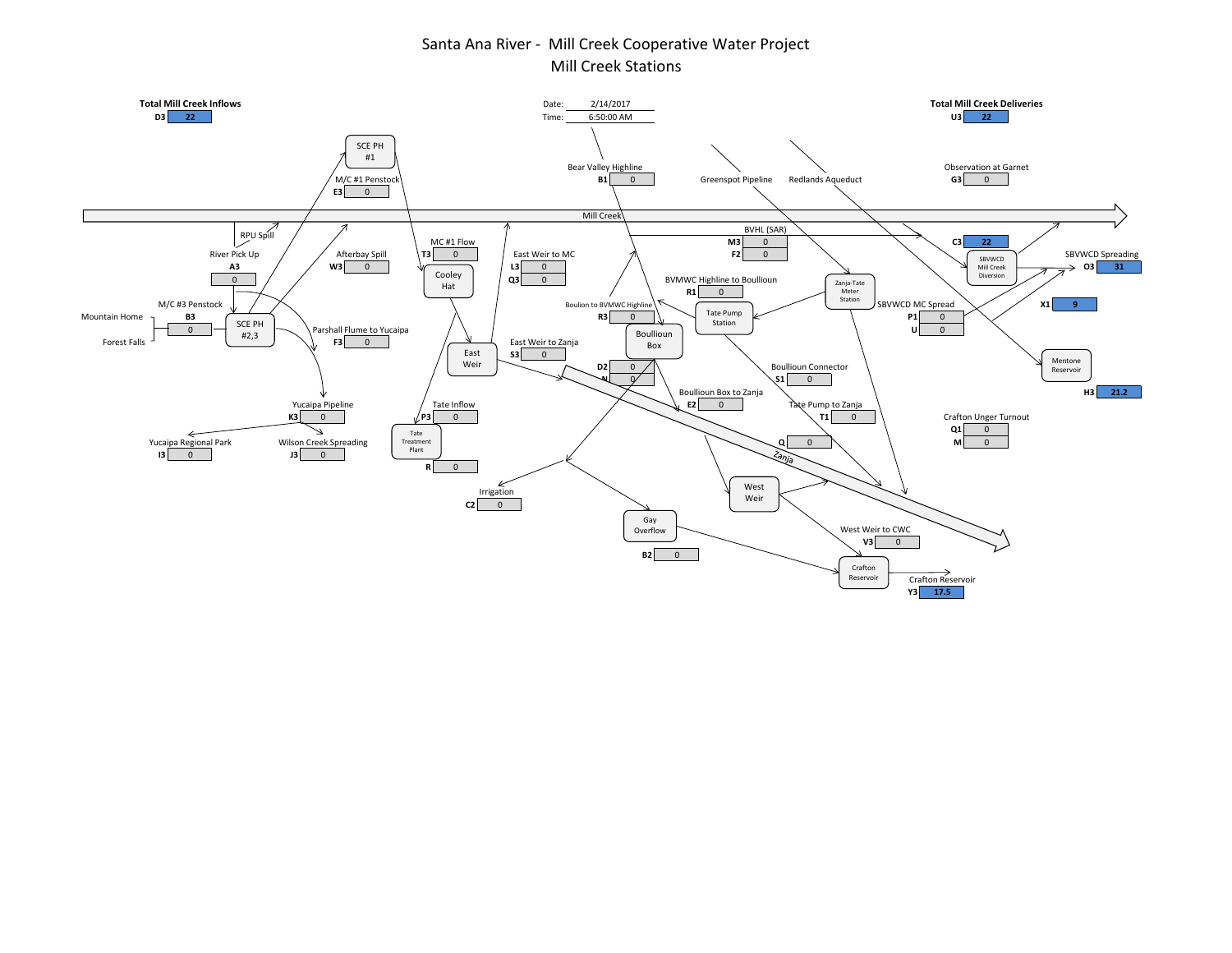# Santa Ana River - Mill Creek Cooperative Water Project
## Mill Creek Stations

Date: 2/14/2017
Time: 6:50:00 AM

**Total Mill Creek Inflows**
D3: 22

**Total Mill Creek Deliveries**
U3: 22

| Station | Code | Value |
|---|---|---|
| M/C #1 Penstock | E3 | 0 |
| Bear Valley Highline | B1 | 0 |
| Greenspot Pipeline | | |
| Redlands Aqueduct | | |
| Observation at Garnet | G3 | 0 |
| RPU Spill | | |
| River Pick Up | A3 | 0 |
| Afterbay Spill | W3 | 0 |
| MC #1 Flow | T3 | 0 |
| East Weir to MC | L3 | 0 |
| | Q3 | 0 |
| BVHL (SAR) | M3 | 0 |
| | F2 | 0 |
| | C3 | 22 |
| SBVWCD Spreading | O3 | 31 |
| BVMWC Highline to Boullioun | R1 | 0 |
| M/C #3 Penstock | | |
| Mountain Home / Forest Falls | B3 | 0 |
| Boulion to BVMWC Highline | R3 | 0 |
| SBVWCD MC Spread | P1 | 0 |
| | U | 0 |
| | X1 | 9 |
| Parshall Flume to Yucaipa | F3 | 0 |
| East Weir to Zanja | S3 | 0 |
| | D2 | 0 |
| | N | 0 |
| Boullioun Connector | S1 | 0 |
| Mentone Reservoir | H3 | 21.2 |
| Yucaipa Pipeline | K3 | 0 |
| Tate Inflow | P3 | 0 |
| Boullioun Box to Zanja | E2 | 0 |
| Tate Pump to Zanja | T1 | 0 |
| Crafton Unger Turnout | Q1 | 0 |
| | M | 0 |
| Yucaipa Regional Park | I3 | 0 |
| Wilson Creek Spreading | J3 | 0 |
| Tate Treatment Plant | R | 0 |
| | Q | 0 |
| Irrigation | C2 | 0 |
| West Weir to CWC | V3 | 0 |
| Gay Overflow | B2 | 0 |
| Crafton Reservoir | Y3 | 17.5 |

Facilities: SCE PH #1, SCE PH #2,3, Cooley Hat, East Weir, Tate Treatment Plant, Boullioun Box, Tate Pump Station, Zanja-Tate Meter Station, SBVWCD Mill Creek Diversion, Mentone Reservoir, West Weir, Gay Overflow, Crafton Reservoir, Mill Creek, Zanja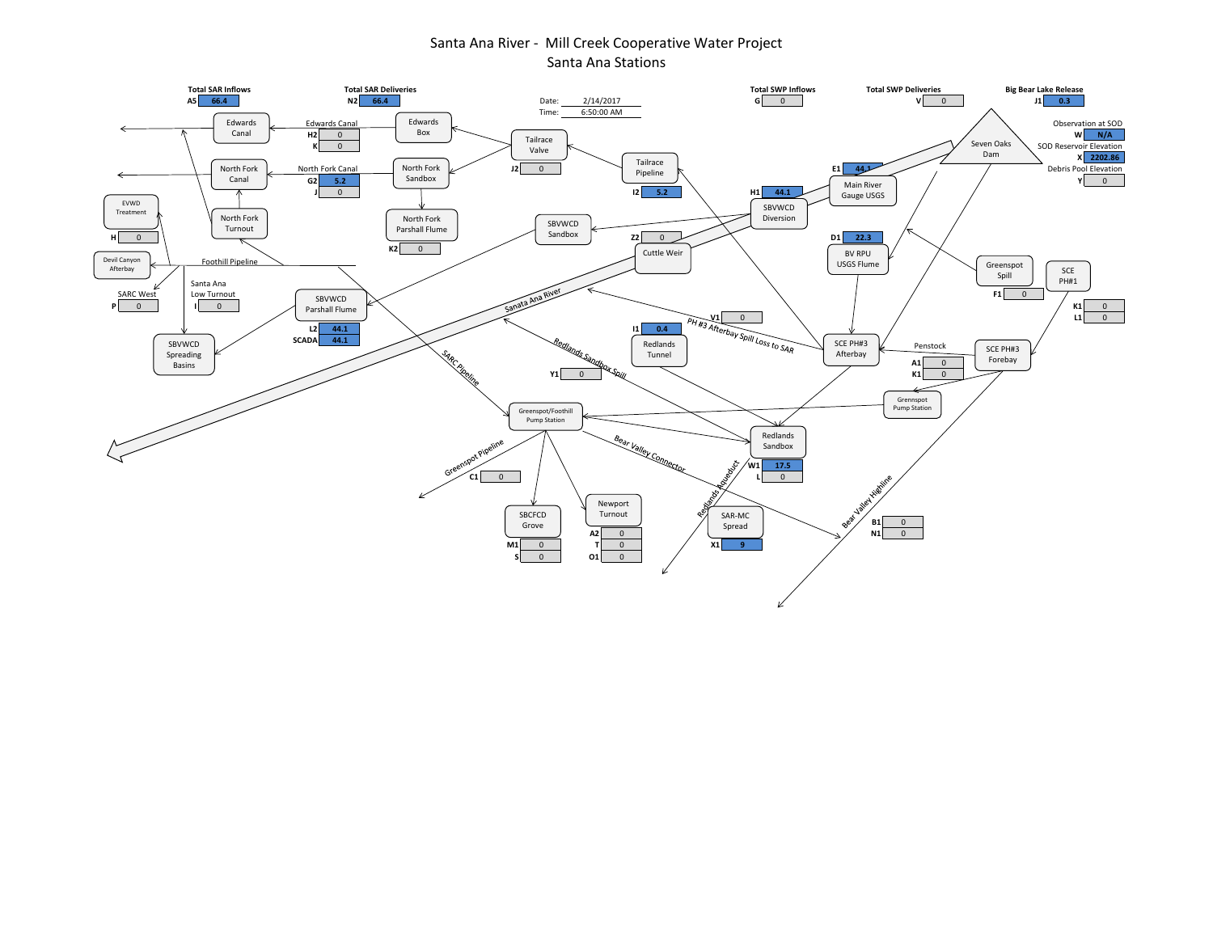# Santa Ana River - Mill Creek Cooperative Water Project
## Santa Ana Stations

Date: 2/14/2017

Time: 6:50:00 AM

**Total SAR Inflows**
A5 66.4

**Total SAR Deliveries**
N2 66.4

**Total SWP Inflows**
G 0

**Total SWP Deliveries**
V 0

**Big Bear Lake Release**
J1 0.3

Observation at SOD
W N/A

SOD Reservoir Elevation
X 2202.86

Debris Pool Elevation
Y 0

Seven Oaks Dam

Edwards Canal

Edwards Canal
H2 0
K 0

Edwards Box

North Fork Canal

North Fork Canal
G2 5.2
J 0

North Fork Sandbox

North Fork Parshall Flume
K2 0

Tailrace Valve
J2 0

Tailrace Pipeline
I2 5.2

EVWD Treatment
H 0

North Fork Turnout

Devil Canyon Afterbay

Foothill Pipeline

SARC West
P 0

Santa Ana Low Turnout
I 0

SBVWCD Spreading Basins

SBVWCD Parshall Flume
L2 44.1
SCADA 44.1

SBVWCD Sandbox
Z2 0

Cuttle Weir

SBVWCD Diversion
H1 44.1

Main River Gauge USGS
E1 44.1

BV RPU USGS Flume
D1 22.3

Greenspot Spill
F1 0

SCE PH#1
K1 0
L1 0

Sanata Ana River

PH #3 Afterbay Spill Loss to SAR
V1 0

Redlands Tunnel
I1 0.4

Redlands Sandbox Spill
Y1 0

SCE PH#3 Afterbay

Penstock
A1 0
K1 0

SCE PH#3 Forebay

Grennspot Pump Station

SARC Pipeline

Greenspot/Foothill Pump Station

Redlands Sandbox
W1 17.5
L 0

Greenspot Pipeline
C1 0

Bear Valley Connector

SBCFCD Grove
M1 0
S 0

Newport Turnout
A2 0
T 0
O1 0

Redlands Aqueduct

SAR-MC Spread
X1 9

Bear Valley Highline
B1 0
N1 0